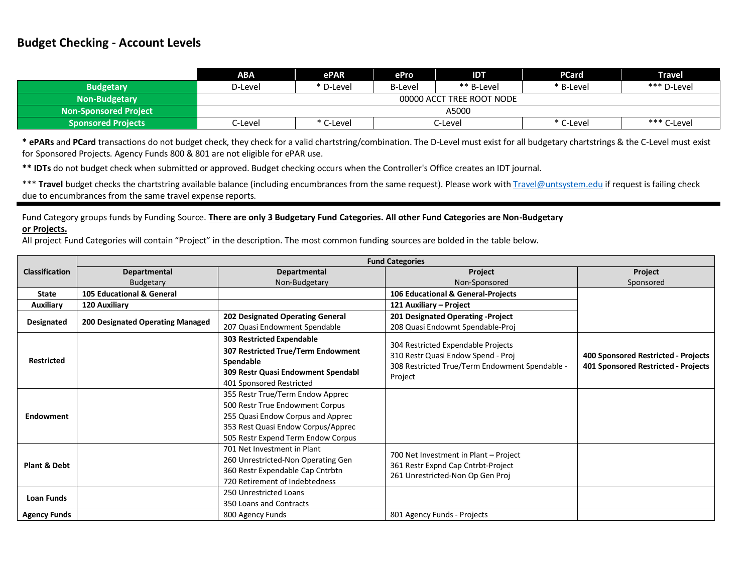# Budget Checking - Account Levels

| | ABA | ePAR | ePro | IDT | PCard | Travel |
|---|---|---|---|---|---|---|
| **Budgetary** | D-Level | * D-Level | B-Level | ** B-Level | * B-Level | *** D-Level |
| **Non-Budgetary** | 00000 ACCT TREE ROOT NODE | | | | | |
| **Non-Sponsored Project** | A5000 | | | | | |
| **Sponsored Projects** | C-Level | * C-Level | C-Level | | * C-Level | *** C-Level |

**\* ePARs** and **PCard** transactions do not budget check, they check for a valid chartstring/combination. The D-Level must exist for all budgetary chartstrings & the C-Level must exist for Sponsored Projects. Agency Funds 800 & 801 are not eligible for ePAR use.

**\*\* IDTs** do not budget check when submitted or approved. Budget checking occurs when the Controller's Office creates an IDT journal.

\*\*\* **Travel** budget checks the chartstring available balance (including encumbrances from the same request). Please work with Travel@untsystem.edu if request is failing check due to encumbrances from the same travel expense reports.

---

Fund Category groups funds by Funding Source. **There are only 3 Budgetary Fund Categories. All other Fund Categories are Non-Budgetary or Projects.**
All project Fund Categories will contain "Project" in the description. The most common funding sources are bolded in the table below.

| Classification | Fund Categories | | | |
|---|---|---|---|---|
| | **Departmental** Budgetary | **Departmental** Non-Budgetary | **Project** Non-Sponsored | **Project** Sponsored |
| **State** | **105 Educational & General** | | **106 Educational & General-Projects** | |
| **Auxiliary** | **120 Auxiliary** | | **121 Auxiliary – Project** | |
| **Designated** | **200 Designated Operating Managed** | **202 Designated Operating General**<br>207 Quasi Endowment Spendable | **201 Designated Operating -Project**<br>208 Quasi Endowmt Spendable-Proj | |
| **Restricted** | | **303 Restricted Expendable**<br>**307 Restricted True/Term Endowment Spendable**<br>**309 Restr Quasi Endowment Spendabl**<br>401 Sponsored Restricted | 304 Restricted Expendable Projects<br>310 Restr Quasi Endow Spend - Proj<br>308 Restricted True/Term Endowment Spendable - Project | **400 Sponsored Restricted - Projects**<br>**401 Sponsored Restricted - Projects** |
| **Endowment** | | 355 Restr True/Term Endow Apprec<br>500 Restr True Endowment Corpus<br>255 Quasi Endow Corpus and Apprec<br>353 Rest Quasi Endow Corpus/Apprec<br>505 Restr Expend Term Endow Corpus | | |
| **Plant & Debt** | | 701 Net Investment in Plant<br>260 Unrestricted-Non Operating Gen<br>360 Restr Expendable Cap Cntrbtn<br>720 Retirement of Indebtedness | 700 Net Investment in Plant – Project<br>361 Restr Expnd Cap Cntrbt-Project<br>261 Unrestricted-Non Op Gen Proj | |
| **Loan Funds** | | 250 Unrestricted Loans<br>350 Loans and Contracts | | |
| **Agency Funds** | | 800 Agency Funds | 801 Agency Funds - Projects | |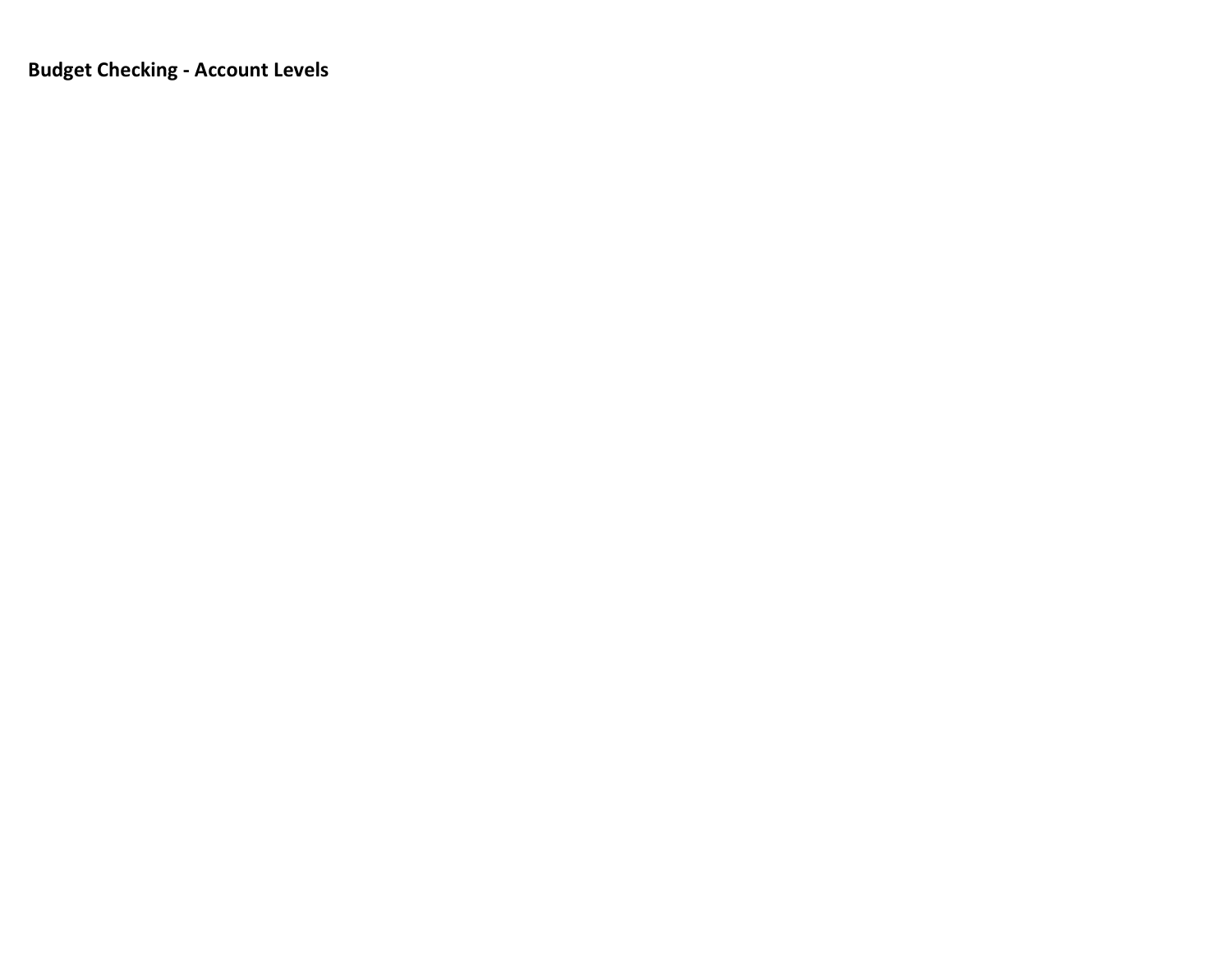**Budget Checking - Account Levels**